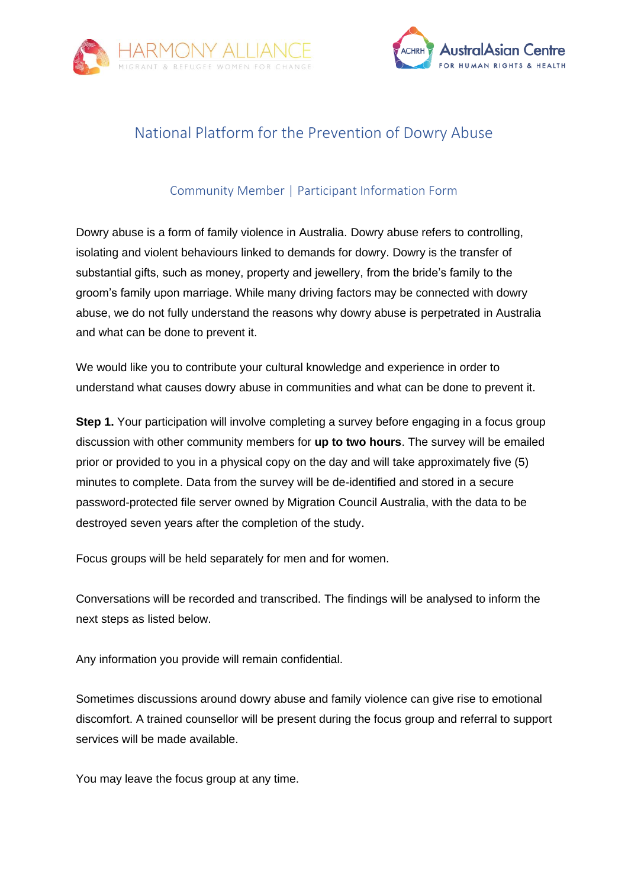# National Platform for the Prevention of Dowry Abuse

## Community Member | Participant Information Form

Dowry abuse is a form of family violence in Australia. Dowry abuse refers to controlling, isolating and violent behaviours linked to demands for dowry. Dowry is the transfer of substantial gifts, such as money, property and jewellery, from the bride's family to the groom's family upon marriage. While many driving factors may be connected with dowry abuse, we do not fully understand the reasons why dowry abuse is perpetrated in Australia and what can be done to prevent it.

We would like you to contribute your cultural knowledge and experience in order to understand what causes dowry abuse in communities and what can be done to prevent it.

**Step 1.** Your participation will involve completing a survey before engaging in a focus group discussion with other community members for **up to two hours**. The survey will be emailed prior or provided to you in a physical copy on the day and will take approximately five (5) minutes to complete. Data from the survey will be de-identified and stored in a secure password-protected file server owned by Migration Council Australia, with the data to be destroyed seven years after the completion of the study.

Focus groups will be held separately for men and for women.

Conversations will be recorded and transcribed. The findings will be analysed to inform the next steps as listed below.

Any information you provide will remain confidential.

Sometimes discussions around dowry abuse and family violence can give rise to emotional discomfort. A trained counsellor will be present during the focus group and referral to support services will be made available.

You may leave the focus group at any time.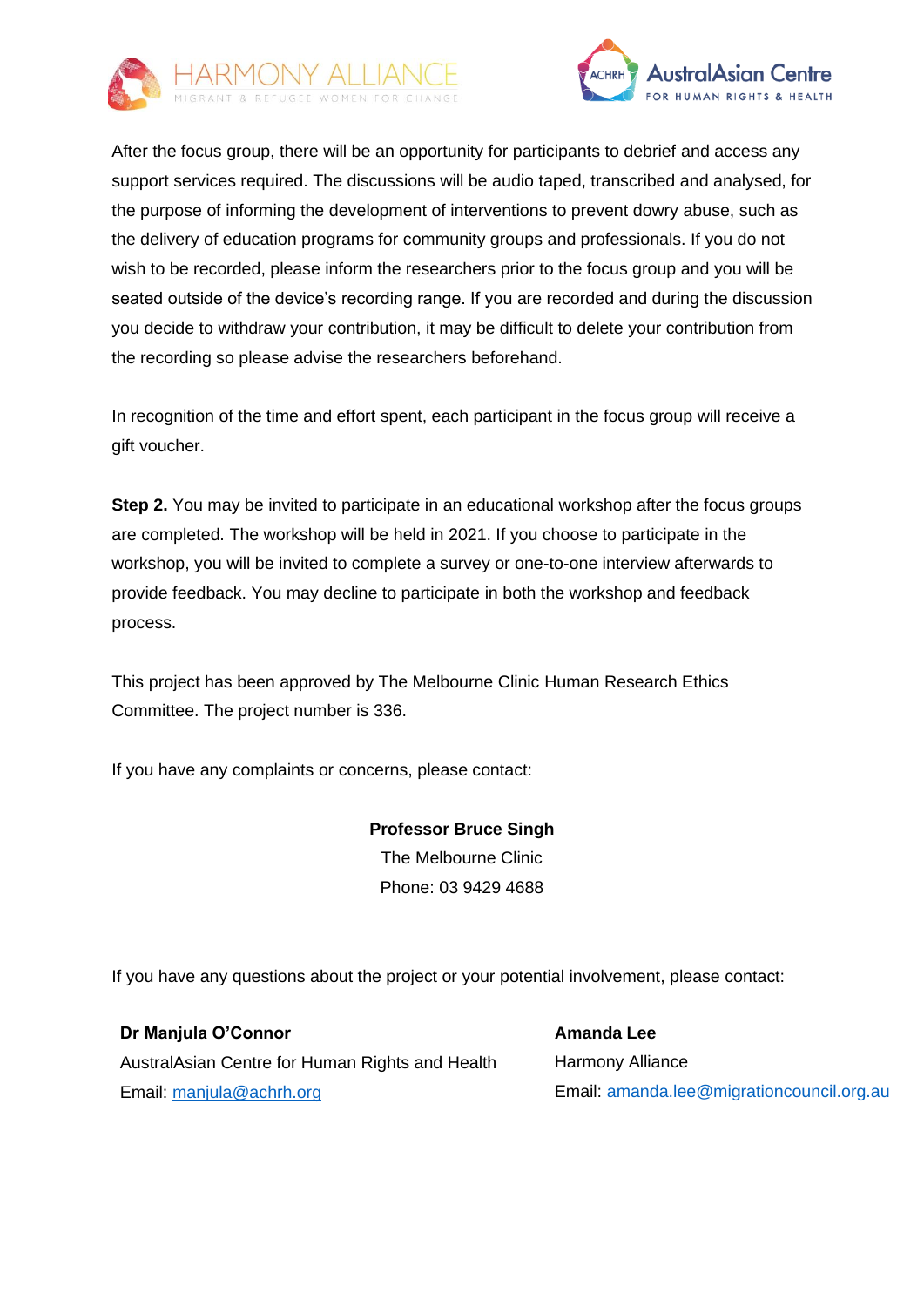After the focus group, there will be an opportunity for participants to debrief and access any support services required. The discussions will be audio taped, transcribed and analysed, for the purpose of informing the development of interventions to prevent dowry abuse, such as the delivery of education programs for community groups and professionals. If you do not wish to be recorded, please inform the researchers prior to the focus group and you will be seated outside of the device's recording range. If you are recorded and during the discussion you decide to withdraw your contribution, it may be difficult to delete your contribution from the recording so please advise the researchers beforehand.

In recognition of the time and effort spent, each participant in the focus group will receive a gift voucher.

**Step 2.** You may be invited to participate in an educational workshop after the focus groups are completed. The workshop will be held in 2021. If you choose to participate in the workshop, you will be invited to complete a survey or one-to-one interview afterwards to provide feedback. You may decline to participate in both the workshop and feedback process.

This project has been approved by The Melbourne Clinic Human Research Ethics Committee. The project number is 336.

If you have any complaints or concerns, please contact:

**Professor Bruce Singh**
The Melbourne Clinic
Phone: 03 9429 4688

If you have any questions about the project or your potential involvement, please contact:

**Dr Manjula O'Connor**
AustralAsian Centre for Human Rights and Health
Email: manjula@achrh.org

**Amanda Lee**
Harmony Alliance
Email: amanda.lee@migrationcouncil.org.au